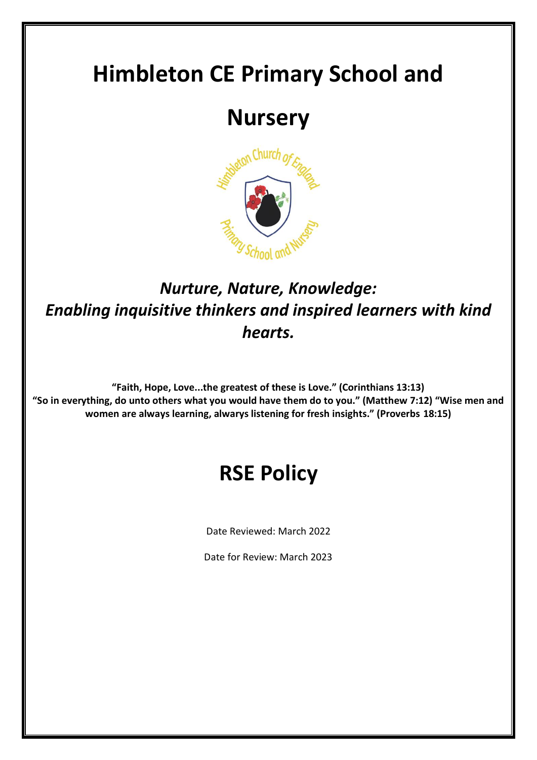# Himbleton CE Primary School and Nursery

*Nurture, Nature, Knowledge:*
*Enabling inquisitive thinkers and inspired learners with kind hearts.*

**"Faith, Hope, Love...the greatest of these is Love." (Corinthians 13:13)**
**"So in everything, do unto others what you would have them do to you." (Matthew 7:12) "Wise men and women are always learning, alwarys listening for fresh insights." (Proverbs 18:15)**

# RSE Policy

Date Reviewed: March 2022

Date for Review: March 2023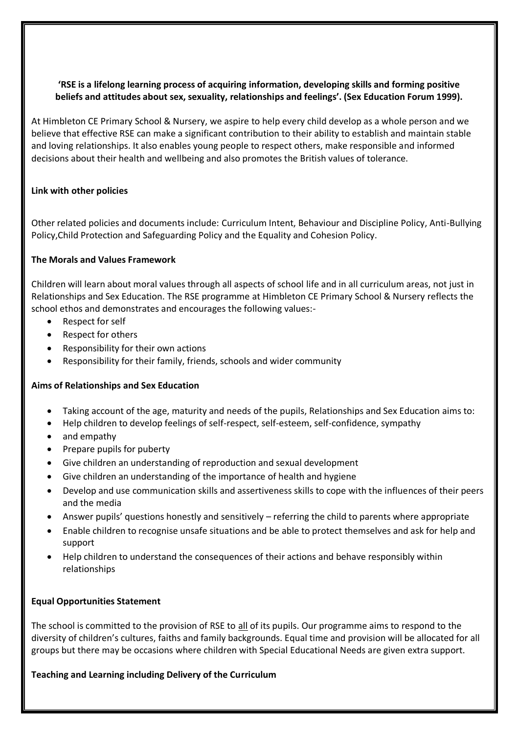**'RSE is a lifelong learning process of acquiring information, developing skills and forming positive beliefs and attitudes about sex, sexuality, relationships and feelings'. (Sex Education Forum 1999).**

At Himbleton CE Primary School & Nursery, we aspire to help every child develop as a whole person and we believe that effective RSE can make a significant contribution to their ability to establish and maintain stable and loving relationships. It also enables young people to respect others, make responsible and informed decisions about their health and wellbeing and also promotes the British values of tolerance.

**Link with other policies**

Other related policies and documents include: Curriculum Intent, Behaviour and Discipline Policy, Anti-Bullying Policy,Child Protection and Safeguarding Policy and the Equality and Cohesion Policy.

**The Morals and Values Framework**

Children will learn about moral values through all aspects of school life and in all curriculum areas, not just in Relationships and Sex Education. The RSE programme at Himbleton CE Primary School & Nursery reflects the school ethos and demonstrates and encourages the following values:-

- Respect for self
- Respect for others
- Responsibility for their own actions
- Responsibility for their family, friends, schools and wider community

**Aims of Relationships and Sex Education**

- Taking account of the age, maturity and needs of the pupils, Relationships and Sex Education aims to:
- Help children to develop feelings of self-respect, self-esteem, self-confidence, sympathy
- and empathy
- Prepare pupils for puberty
- Give children an understanding of reproduction and sexual development
- Give children an understanding of the importance of health and hygiene
- Develop and use communication skills and assertiveness skills to cope with the influences of their peers and the media
- Answer pupils' questions honestly and sensitively – referring the child to parents where appropriate
- Enable children to recognise unsafe situations and be able to protect themselves and ask for help and support
- Help children to understand the consequences of their actions and behave responsibly within relationships

**Equal Opportunities Statement**

The school is committed to the provision of RSE to all of its pupils. Our programme aims to respond to the diversity of children's cultures, faiths and family backgrounds. Equal time and provision will be allocated for all groups but there may be occasions where children with Special Educational Needs are given extra support.

**Teaching and Learning including Delivery of the Curriculum**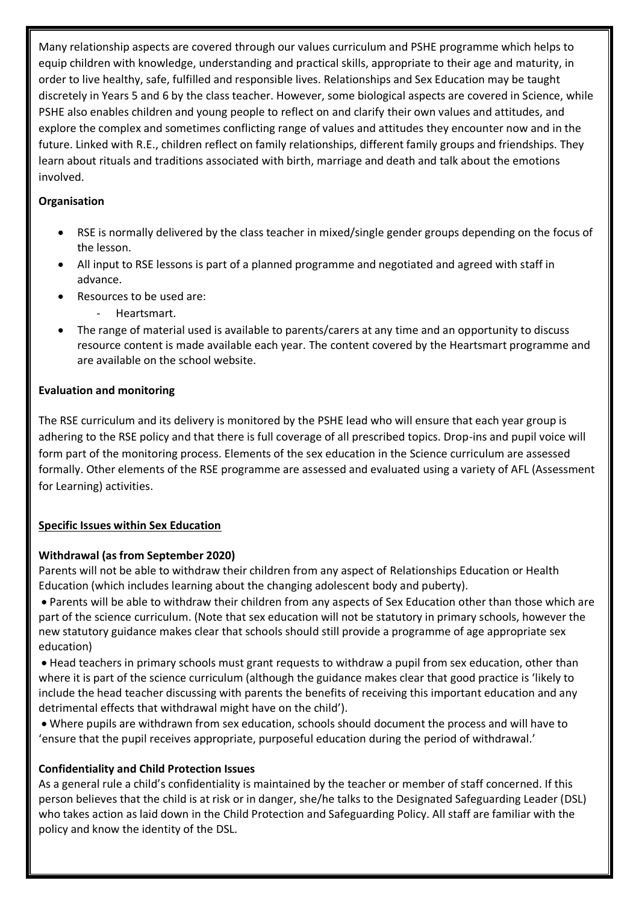Many relationship aspects are covered through our values curriculum and PSHE programme which helps to equip children with knowledge, understanding and practical skills, appropriate to their age and maturity, in order to live healthy, safe, fulfilled and responsible lives. Relationships and Sex Education may be taught discretely in Years 5 and 6 by the class teacher. However, some biological aspects are covered in Science, while PSHE also enables children and young people to reflect on and clarify their own values and attitudes, and explore the complex and sometimes conflicting range of values and attitudes they encounter now and in the future. Linked with R.E., children reflect on family relationships, different family groups and friendships. They learn about rituals and traditions associated with birth, marriage and death and talk about the emotions involved.

**Organisation**

- RSE is normally delivered by the class teacher in mixed/single gender groups depending on the focus of the lesson.
- All input to RSE lessons is part of a planned programme and negotiated and agreed with staff in advance.
- Resources to be used are:
    - Heartsmart.
- The range of material used is available to parents/carers at any time and an opportunity to discuss resource content is made available each year. The content covered by the Heartsmart programme and are available on the school website.

**Evaluation and monitoring**

The RSE curriculum and its delivery is monitored by the PSHE lead who will ensure that each year group is adhering to the RSE policy and that there is full coverage of all prescribed topics. Drop-ins and pupil voice will form part of the monitoring process. Elements of the sex education in the Science curriculum are assessed formally. Other elements of the RSE programme are assessed and evaluated using a variety of AFL (Assessment for Learning) activities.

**<u>Specific Issues within Sex Education</u>**

**Withdrawal (as from September 2020)**

Parents will not be able to withdraw their children from any aspect of Relationships Education or Health Education (which includes learning about the changing adolescent body and puberty).

- Parents will be able to withdraw their children from any aspects of Sex Education other than those which are part of the science curriculum. (Note that sex education will not be statutory in primary schools, however the new statutory guidance makes clear that schools should still provide a programme of age appropriate sex education)
- Head teachers in primary schools must grant requests to withdraw a pupil from sex education, other than where it is part of the science curriculum (although the guidance makes clear that good practice is 'likely to include the head teacher discussing with parents the benefits of receiving this important education and any detrimental effects that withdrawal might have on the child').
- Where pupils are withdrawn from sex education, schools should document the process and will have to 'ensure that the pupil receives appropriate, purposeful education during the period of withdrawal.'

**Confidentiality and Child Protection Issues**

As a general rule a child's confidentiality is maintained by the teacher or member of staff concerned. If this person believes that the child is at risk or in danger, she/he talks to the Designated Safeguarding Leader (DSL) who takes action as laid down in the Child Protection and Safeguarding Policy. All staff are familiar with the policy and know the identity of the DSL.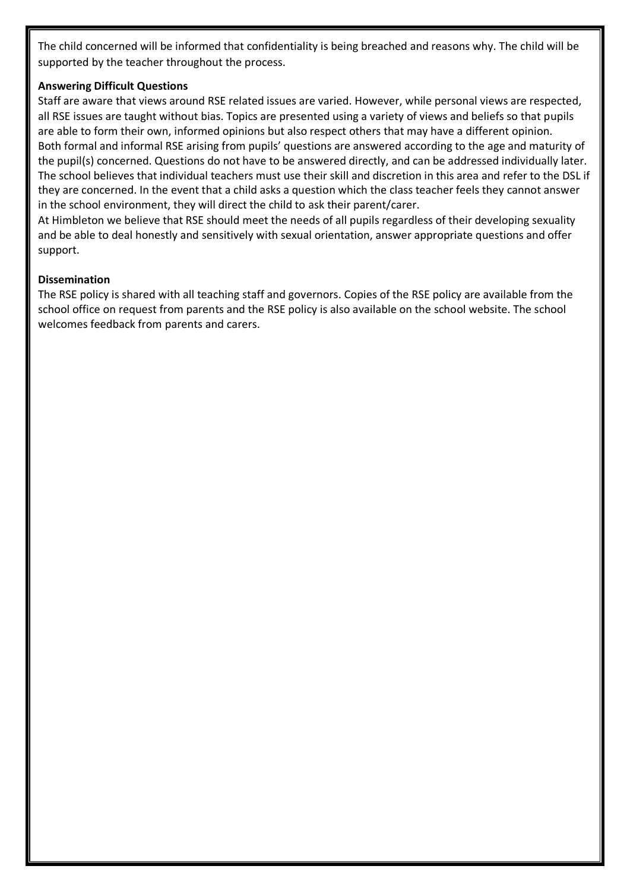The child concerned will be informed that confidentiality is being breached and reasons why. The child will be supported by the teacher throughout the process.

**Answering Difficult Questions**

Staff are aware that views around RSE related issues are varied. However, while personal views are respected, all RSE issues are taught without bias. Topics are presented using a variety of views and beliefs so that pupils are able to form their own, informed opinions but also respect others that may have a different opinion.
Both formal and informal RSE arising from pupils' questions are answered according to the age and maturity of the pupil(s) concerned. Questions do not have to be answered directly, and can be addressed individually later. The school believes that individual teachers must use their skill and discretion in this area and refer to the DSL if they are concerned. In the event that a child asks a question which the class teacher feels they cannot answer in the school environment, they will direct the child to ask their parent/carer.
At Himbleton we believe that RSE should meet the needs of all pupils regardless of their developing sexuality and be able to deal honestly and sensitively with sexual orientation, answer appropriate questions and offer support.

**Dissemination**

The RSE policy is shared with all teaching staff and governors. Copies of the RSE policy are available from the school office on request from parents and the RSE policy is also available on the school website. The school welcomes feedback from parents and carers.